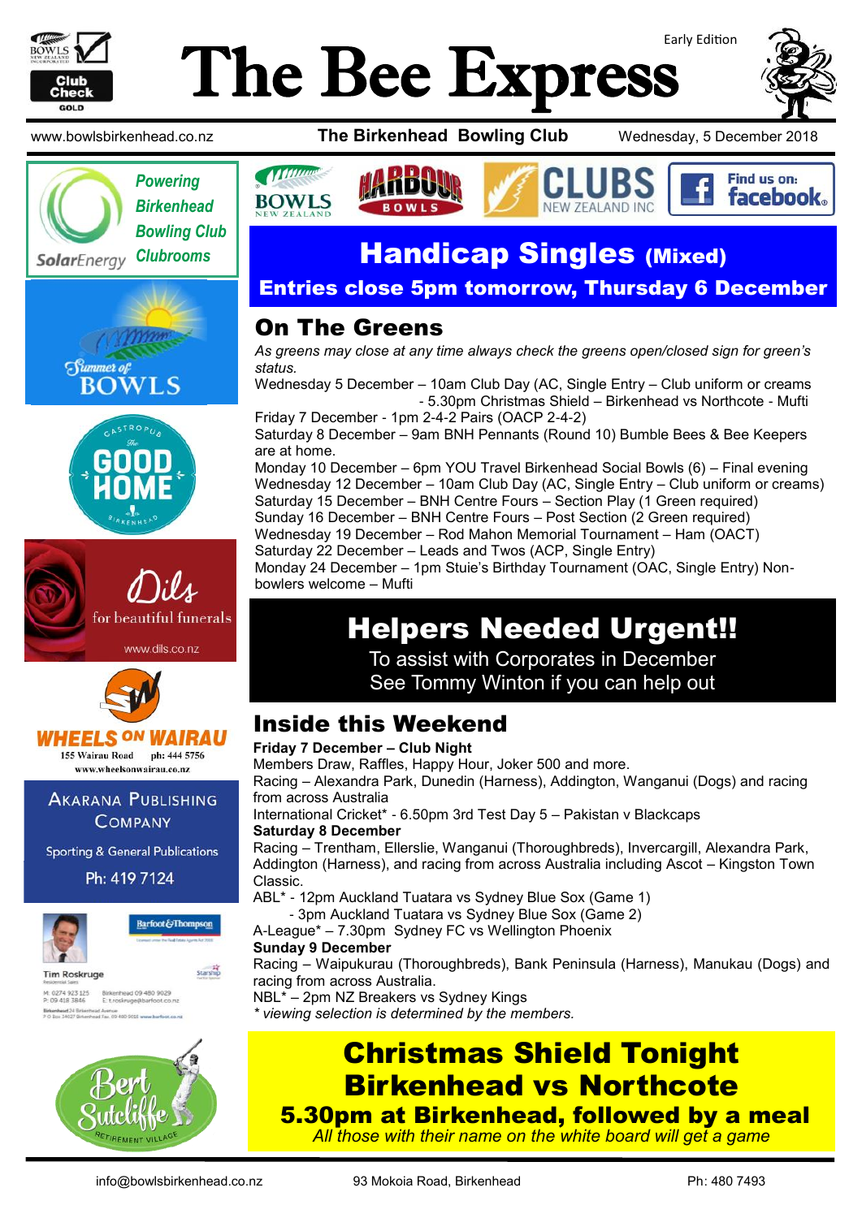# The Bee Express

Early Edition

www.bowlsbirkenhead.co.nz **The Birkenhead Bowling Club** Wednesday, 5 December 2018

## Handicap Singles (Mixed)

**Entries close 5pm tomorrow, Thursday 6 December**

## On The Greens

*As greens may close at any time always check the greens open/closed sign for green's status.*

Wednesday 5 December – 10am Club Day (AC, Single Entry – Club uniform or creams
- 5.30pm Christmas Shield – Birkenhead vs Northcote - Mufti

Friday 7 December - 1pm 2-4-2 Pairs (OACP 2-4-2)

Saturday 8 December – 9am BNH Pennants (Round 10) Bumble Bees & Bee Keepers are at home.

Monday 10 December – 6pm YOU Travel Birkenhead Social Bowls (6) – Final evening

Wednesday 12 December – 10am Club Day (AC, Single Entry – Club uniform or creams)

Saturday 15 December – BNH Centre Fours – Section Play (1 Green required)

Sunday 16 December – BNH Centre Fours – Post Section (2 Green required)

Wednesday 19 December – Rod Mahon Memorial Tournament – Ham (OACT)

Saturday 22 December – Leads and Twos (ACP, Single Entry)

Monday 24 December – 1pm Stuie's Birthday Tournament (OAC, Single Entry) Non-bowlers welcome – Mufti

## Helpers Needed Urgent!!

To assist with Corporates in December
See Tommy Winton if you can help out

## Inside this Weekend

**Friday 7 December – Club Night**

Members Draw, Raffles, Happy Hour, Joker 500 and more.

Racing – Alexandra Park, Dunedin (Harness), Addington, Wanganui (Dogs) and racing from across Australia

International Cricket* - 6.50pm 3rd Test Day 5 – Pakistan v Blackcaps

**Saturday 8 December**

Racing – Trentham, Ellerslie, Wanganui (Thoroughbreds), Invercargill, Alexandra Park, Addington (Harness), and racing from across Australia including Ascot – Kingston Town Classic.

ABL* - 12pm Auckland Tuatara vs Sydney Blue Sox (Game 1)
- 3pm Auckland Tuatara vs Sydney Blue Sox (Game 2)

A-League* – 7.30pm Sydney FC vs Wellington Phoenix

**Sunday 9 December**

Racing – Waipukurau (Thoroughbreds), Bank Peninsula (Harness), Manukau (Dogs) and racing from across Australia.

NBL* – 2pm NZ Breakers vs Sydney Kings

*\* viewing selection is determined by the members.*

## Christmas Shield Tonight
## Birkenhead vs Northcote

**5.30pm at Birkenhead, followed by a meal**

*All those with their name on the white board will get a game*

Powering Birkenhead Bowling Club Clubrooms – SolarEnergy

Dils for beautiful funerals – www.dils.co.nz

WHEELS ON WAIRAU – 155 Wairau Road ph: 444 5756 www.wheelsonwairau.co.nz

AKARANA PUBLISHING COMPANY – Sporting & General Publications – Ph: 419 7124

Tim Roskruge – Barfoot & Thompson

Bert Sutcliffe Retirement Village

info@bowlsbirkenhead.co.nz 93 Mokoia Road, Birkenhead Ph: 480 7493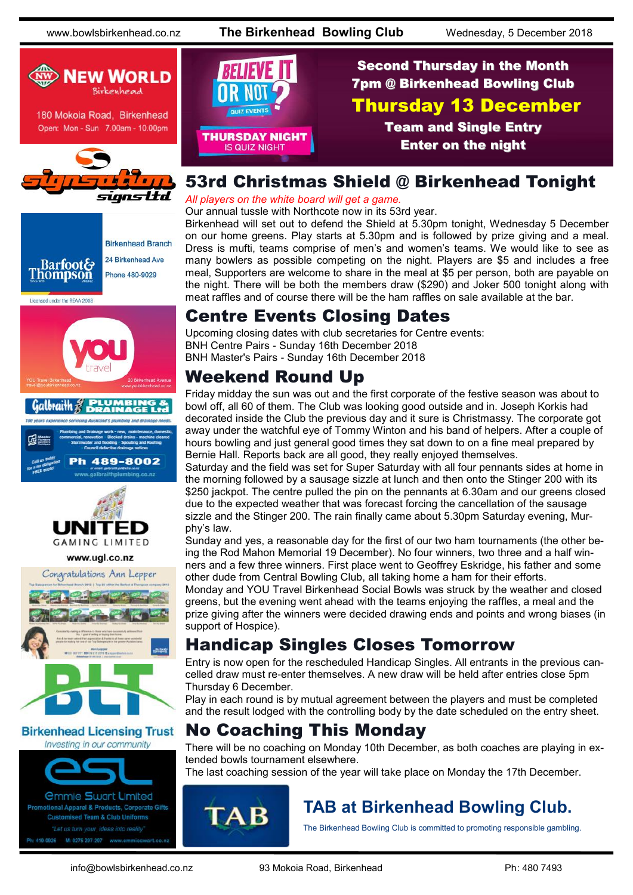Second Thursday in the Month
7pm @ Birkenhead Bowling Club
**Thursday 13 December**
Team and Single Entry
Enter on the night

## 53rd Christmas Shield @ Birkenhead Tonight

*All players on the white board will get a game.*

Our annual tussle with Northcote now in its 53rd year.

Birkenhead will set out to defend the Shield at 5.30pm tonight, Wednesday 5 December on our home greens. Play starts at 5.30pm and is followed by prize giving and a meal. Dress is mufti, teams comprise of men's and women's teams. We would like to see as many bowlers as possible competing on the night. Players are $5 and includes a free meal, Supporters are welcome to share in the meal at $5 per person, both are payable on the night. There will be both the members draw ($290) and Joker 500 tonight along with meat raffles and of course there will be the ham raffles on sale available at the bar.

## Centre Events Closing Dates

Upcoming closing dates with club secretaries for Centre events:
BNH Centre Pairs - Sunday 16th December 2018
BNH Master's Pairs - Sunday 16th December 2018

## Weekend Round Up

Friday midday the sun was out and the first corporate of the festive season was about to bowl off, all 60 of them. The Club was looking good outside and in. Joseph Korkis had decorated inside the Club the previous day and it sure is Christmassy. The corporate got away under the watchful eye of Tommy Winton and his band of helpers. After a couple of hours bowling and just general good times they sat down to on a fine meal prepared by Bernie Hall. Reports back are all good, they really enjoyed themselves.

Saturday and the field was set for Super Saturday with all four pennants sides at home in the morning followed by a sausage sizzle at lunch and then onto the Stinger 200 with its $250 jackpot. The centre pulled the pin on the pennants at 6.30am and our greens closed due to the expected weather that was forecast forcing the cancellation of the sausage sizzle and the Stinger 200. The rain finally came about 5.30pm Saturday evening, Murphy's law.

Sunday and yes, a reasonable day for the first of our two ham tournaments (the other being the Rod Mahon Memorial 19 December). No four winners, two three and a half winners and a few three winners. First place went to Geoffrey Eskridge, his father and some other dude from Central Bowling Club, all taking home a ham for their efforts.

Monday and YOU Travel Birkenhead Social Bowls was struck by the weather and closed greens, but the evening went ahead with the teams enjoying the raffles, a meal and the prize giving after the winners were decided drawing ends and points and wrong biases (in support of Hospice).

## Handicap Singles Closes Tomorrow

Entry is now open for the rescheduled Handicap Singles. All entrants in the previous cancelled draw must re-enter themselves. A new draw will be held after entries close 5pm Thursday 6 December.

Play in each round is by mutual agreement between the players and must be completed and the result lodged with the controlling body by the date scheduled on the entry sheet.

## No Coaching This Monday

There will be no coaching on Monday 10th December, as both coaches are playing in extended bowls tournament elsewhere.

The last coaching session of the year will take place on Monday the 17th December.

## TAB at Birkenhead Bowling Club.

The Birkenhead Bowling Club is committed to promoting responsible gambling.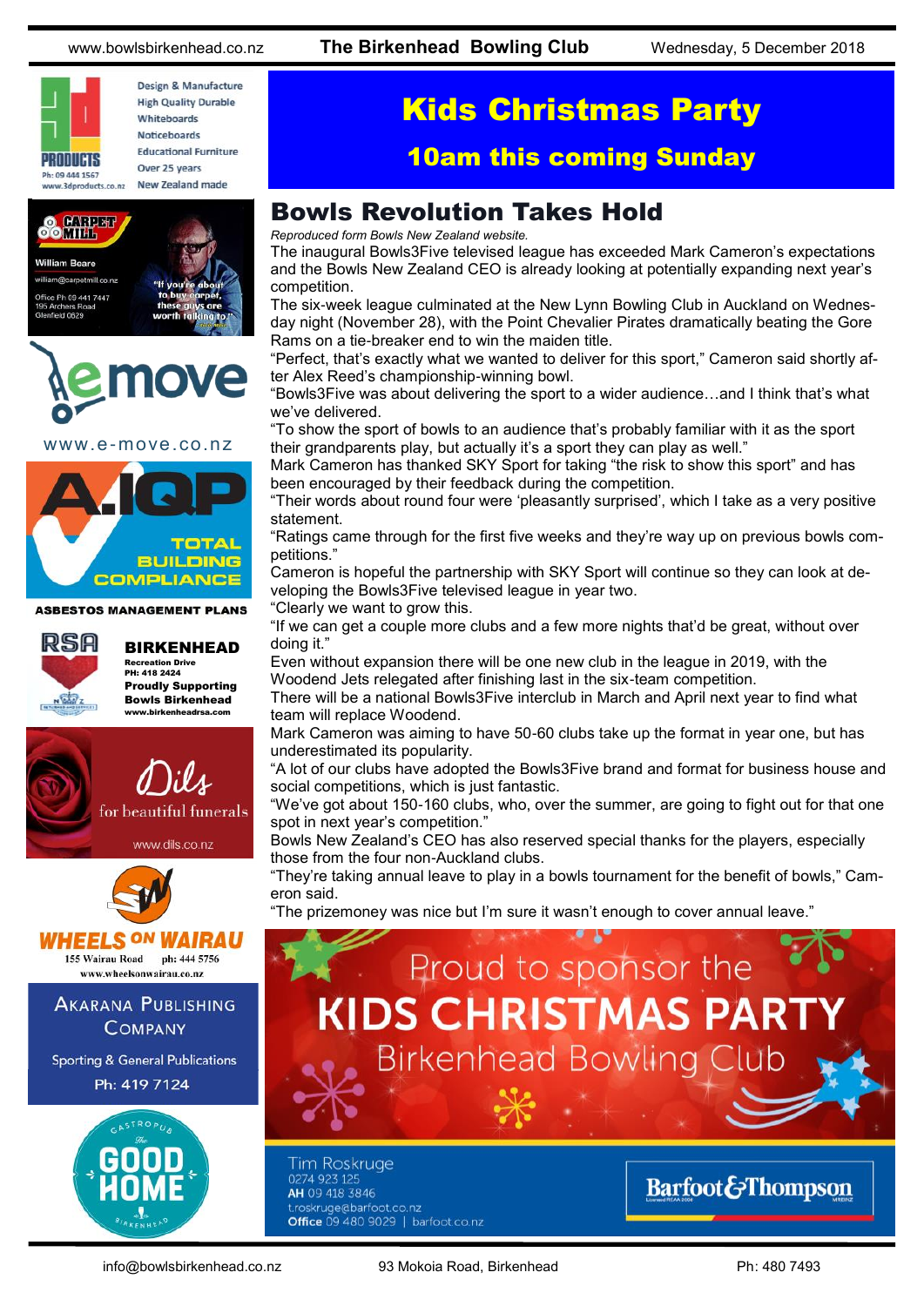# Kids Christmas Party

## 10am this coming Sunday

## Bowls Revolution Takes Hold

*Reproduced form Bowls New Zealand website.*

The inaugural Bowls3Five televised league has exceeded Mark Cameron's expectations and the Bowls New Zealand CEO is already looking at potentially expanding next year's competition.

The six-week league culminated at the New Lynn Bowling Club in Auckland on Wednesday night (November 28), with the Point Chevalier Pirates dramatically beating the Gore Rams on a tie-breaker end to win the maiden title.

"Perfect, that's exactly what we wanted to deliver for this sport," Cameron said shortly after Alex Reed's championship-winning bowl.

"Bowls3Five was about delivering the sport to a wider audience…and I think that's what we've delivered.

"To show the sport of bowls to an audience that's probably familiar with it as the sport their grandparents play, but actually it's a sport they can play as well."

Mark Cameron has thanked SKY Sport for taking "the risk to show this sport" and has been encouraged by their feedback during the competition.

"Their words about round four were 'pleasantly surprised', which I take as a very positive statement.

"Ratings came through for the first five weeks and they're way up on previous bowls competitions."

Cameron is hopeful the partnership with SKY Sport will continue so they can look at developing the Bowls3Five televised league in year two.

"Clearly we want to grow this.

"If we can get a couple more clubs and a few more nights that'd be great, without over doing it."

Even without expansion there will be one new club in the league in 2019, with the Woodend Jets relegated after finishing last in the six-team competition.

There will be a national Bowls3Five interclub in March and April next year to find what team will replace Woodend.

Mark Cameron was aiming to have 50-60 clubs take up the format in year one, but has underestimated its popularity.

"A lot of our clubs have adopted the Bowls3Five brand and format for business house and social competitions, which is just fantastic.

"We've got about 150-160 clubs, who, over the summer, are going to fight out for that one spot in next year's competition."

Bowls New Zealand's CEO has also reserved special thanks for the players, especially those from the four non-Auckland clubs.

"They're taking annual leave to play in a bowls tournament for the benefit of bowls," Cameron said.

"The prizemoney was nice but I'm sure it wasn't enough to cover annual leave."

Proud to sponsor the **KIDS CHRISTMAS PARTY** Birkenhead Bowling Club

Tim Roskruge
0274 923 125
AH 09 418 3846
t.roskruge@barfoot.co.nz
Office 09 480 9029 | barfoot.co.nz

Barfoot & Thompson

---

3D Products — Design & Manufacture, High Quality Durable Whiteboards, Noticeboards, Educational Furniture, Over 25 years, New Zealand made. Ph: 09 444 1567, www.3dproducts.co.nz

Carpet Mill — William Beare, william@carpetmill.co.nz, Office Ph 09 441 7447, 195 Archers Road, Glenfield 0629. "If you're about to buy carpet, these guys are worth talking to"

emove — www.e-move.co.nz

A.IQP — Total Building Compliance. Asbestos Management Plans

RSA Birkenhead — Recreation Drive, PH: 418 2424. Proudly Supporting Bowls Birkenhead. www.birkenheadrsa.com

Dils — for beautiful funerals. www.dils.co.nz

Wheels on Wairau — 155 Wairau Road, ph: 444 5756, www.wheelsonwairau.co.nz

Akarana Publishing Company — Sporting & General Publications. Ph: 419 7124

The Good Home Gastropub Birkenhead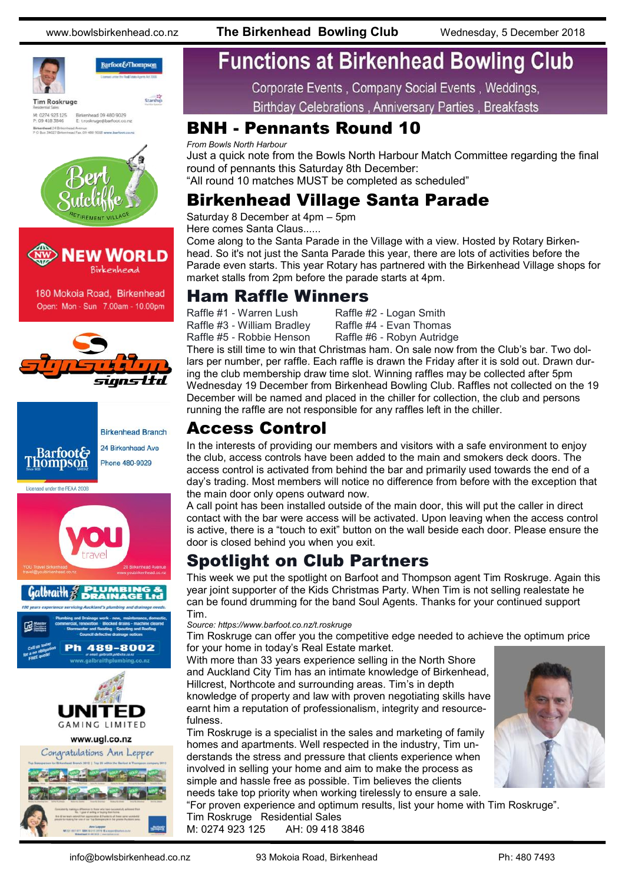# Functions at Birkenhead Bowling Club

Corporate Events , Company Social Events , Weddings, Birthday Celebrations , Anniversary Parties , Breakfasts

## BNH - Pennants Round 10

*From Bowls North Harbour*

Just a quick note from the Bowls North Harbour Match Committee regarding the final round of pennants this Saturday 8th December:

"All round 10 matches MUST be completed as scheduled"

## Birkenhead Village Santa Parade

Saturday 8 December at 4pm – 5pm

Here comes Santa Claus......

Come along to the Santa Parade in the Village with a view. Hosted by Rotary Birkenhead. So it's not just the Santa Parade this year, there are lots of activities before the Parade even starts. This year Rotary has partnered with the Birkenhead Village shops for market stalls from 2pm before the parade starts at 4pm.

## Ham Raffle Winners

| | |
|---|---|
| Raffle #1 - Warren Lush | Raffle #2 - Logan Smith |
| Raffle #3 - William Bradley | Raffle #4 - Evan Thomas |
| Raffle #5 - Robbie Henson | Raffle #6 - Robyn Autridge |

There is still time to win that Christmas ham. On sale now from the Club's bar. Two dollars per number, per raffle. Each raffle is drawn the Friday after it is sold out. Drawn during the club membership draw time slot. Winning raffles may be collected after 5pm Wednesday 19 December from Birkenhead Bowling Club. Raffles not collected on the 19 December will be named and placed in the chiller for collection, the club and persons running the raffle are not responsible for any raffles left in the chiller.

## Access Control

In the interests of providing our members and visitors with a safe environment to enjoy the club, access controls have been added to the main and smokers deck doors. The access control is activated from behind the bar and primarily used towards the end of a day's trading. Most members will notice no difference from before with the exception that the main door only opens outward now.

A call point has been installed outside of the main door, this will put the caller in direct contact with the bar were access will be activated. Upon leaving when the access control is active, there is a "touch to exit" button on the wall beside each door. Please ensure the door is closed behind you when you exit.

## Spotlight on Club Partners

This week we put the spotlight on Barfoot and Thompson agent Tim Roskruge. Again this year joint supporter of the Kids Christmas Party. When Tim is not selling realestate he can be found drumming for the band Soul Agents. Thanks for your continued support Tim.

*Source: https://www.barfoot.co.nz/t.roskruge*

Tim Roskruge can offer you the competitive edge needed to achieve the optimum price for your home in today's Real Estate market.

With more than 33 years experience selling in the North Shore and Auckland City Tim has an intimate knowledge of Birkenhead, Hillcrest, Northcote and surrounding areas. Tim's in depth knowledge of property and law with proven negotiating skills have earnt him a reputation of professionalism, integrity and resourcefulness.

Tim Roskruge is a specialist in the sales and marketing of family homes and apartments. Well respected in the industry, Tim understands the stress and pressure that clients experience when involved in selling your home and aim to make the process as simple and hassle free as possible. Tim believes the clients needs take top priority when working tirelessly to ensure a sale.

"For proven experience and optimum results, list your home with Tim Roskruge".

Tim Roskruge Residential Sales

M: 0274 923 125 AH: 09 418 3846

info@bowlsbirkenhead.co.nz 93 Mokoia Road, Birkenhead Ph: 480 7493